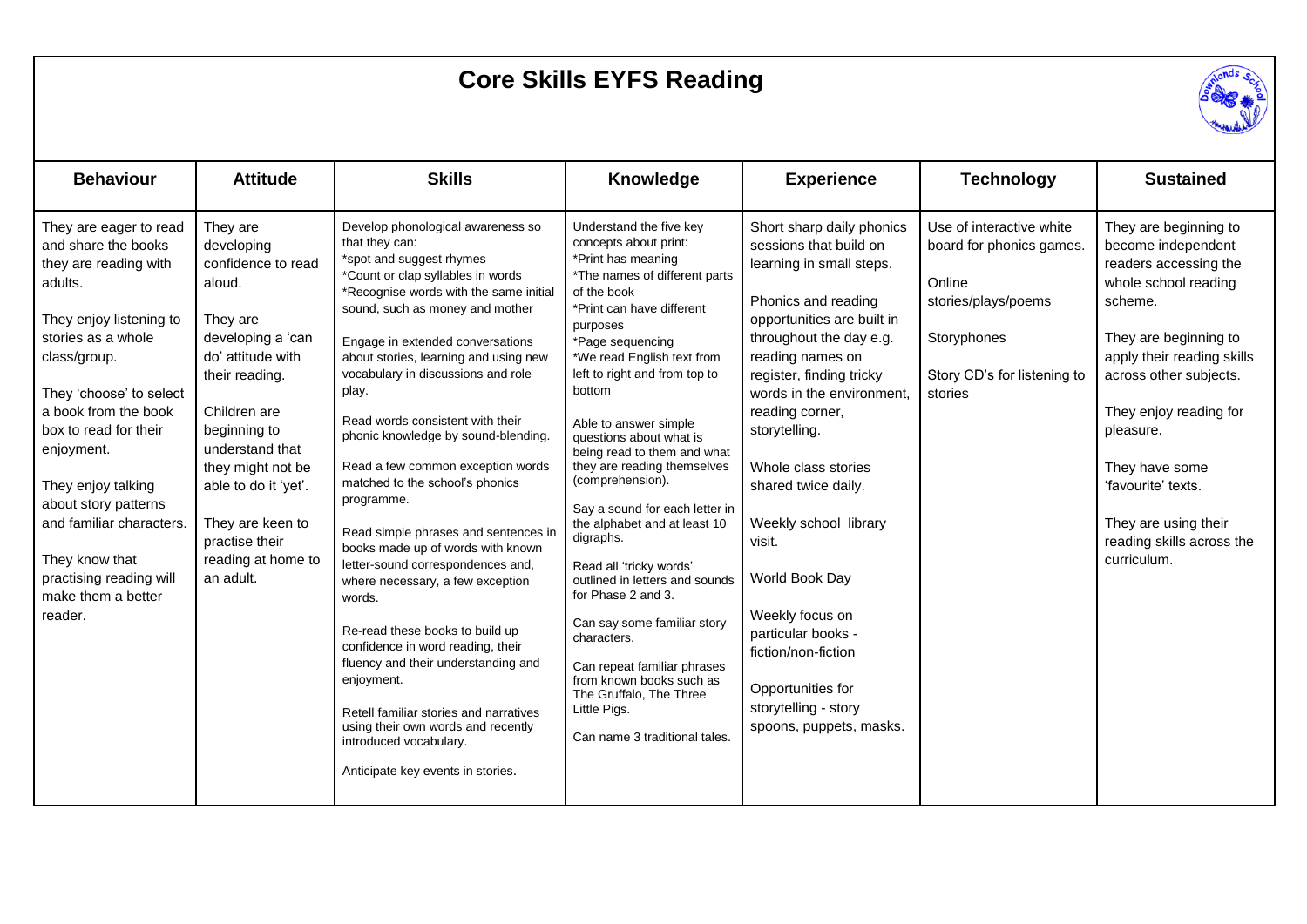# Core Skills EYFS Reading

| Behaviour | Attitude | Skills | Knowledge | Experience | Technology | Sustained |
|---|---|---|---|---|---|---|
| They are eager to read and share the books they are reading with adults.<br><br>They enjoy listening to stories as a whole class/group.<br><br>They 'choose' to select a book from the book box to read for their enjoyment.<br><br>They enjoy talking about story patterns and familiar characters.<br><br>They know that practising reading will make them a better reader. | They are developing confidence to read aloud.<br><br>They are developing a 'can do' attitude with their reading.<br><br>Children are beginning to understand that they might not be able to do it 'yet'.<br><br>They are keen to practise their reading at home to an adult. | Develop phonological awareness so that they can:<br>*spot and suggest rhymes<br>*Count or clap syllables in words<br>*Recognise words with the same initial sound, such as money and mother<br><br>Engage in extended conversations about stories, learning and using new vocabulary in discussions and role play.<br><br>Read words consistent with their phonic knowledge by sound-blending.<br><br>Read a few common exception words matched to the school's phonics programme.<br><br>Read simple phrases and sentences in books made up of words with known letter-sound correspondences and, where necessary, a few exception words.<br><br>Re-read these books to build up confidence in word reading, their fluency and their understanding and enjoyment.<br><br>Retell familiar stories and narratives using their own words and recently introduced vocabulary.<br><br>Anticipate key events in stories. | Understand the five key concepts about print:<br>*Print has meaning<br>*The names of different parts of the book<br>*Print can have different purposes<br>*Page sequencing<br>*We read English text from left to right and from top to bottom<br><br>Able to answer simple questions about what is being read to them and what they are reading themselves (comprehension).<br><br>Say a sound for each letter in the alphabet and at least 10 digraphs.<br><br>Read all 'tricky words' outlined in letters and sounds for Phase 2 and 3.<br><br>Can say some familiar story characters.<br><br>Can repeat familiar phrases from known books such as The Gruffalo, The Three Little Pigs.<br><br>Can name 3 traditional tales. | Short sharp daily phonics sessions that build on learning in small steps.<br><br>Phonics and reading opportunities are built in throughout the day e.g. reading names on register, finding tricky words in the environment, reading corner, storytelling.<br><br>Whole class stories shared twice daily.<br><br>Weekly school library visit.<br><br>World Book Day<br><br>Weekly focus on particular books - fiction/non-fiction<br><br>Opportunities for storytelling - story spoons, puppets, masks. | Use of interactive white board for phonics games.<br><br>Online stories/plays/poems<br><br>Storyphones<br><br>Story CD's for listening to stories | They are beginning to become independent readers accessing the whole school reading scheme.<br><br>They are beginning to apply their reading skills across other subjects.<br><br>They enjoy reading for pleasure.<br><br>They have some 'favourite' texts.<br><br>They are using their reading skills across the curriculum. |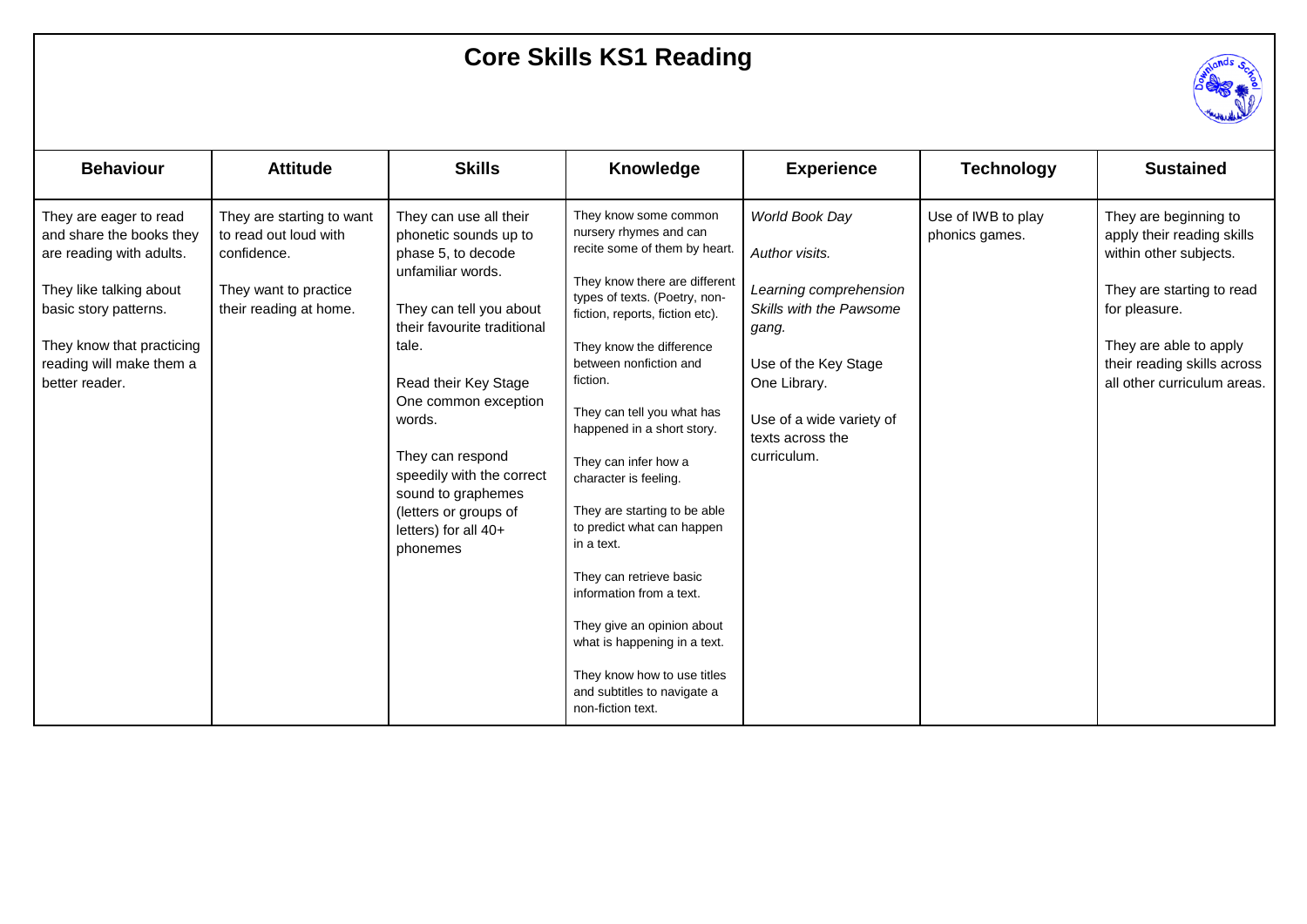# Core Skills KS1 Reading

| Behaviour | Attitude | Skills | Knowledge | Experience | Technology | Sustained |
|---|---|---|---|---|---|---|
| They are eager to read and share the books they are reading with adults.<br><br>They like talking about basic story patterns.<br><br>They know that practicing reading will make them a better reader. | They are starting to want to read out loud with confidence.<br><br>They want to practice their reading at home. | They can use all their phonetic sounds up to phase 5, to decode unfamiliar words.<br><br>They can tell you about their favourite traditional tale.<br><br>Read their Key Stage One common exception words.<br><br>They can respond speedily with the correct sound to graphemes (letters or groups of letters) for all 40+ phonemes | They know some common nursery rhymes and can recite some of them by heart.<br><br>They know there are different types of texts. (Poetry, non-fiction, reports, fiction etc).<br><br>They know the difference between nonfiction and fiction.<br><br>They can tell you what has happened in a short story.<br><br>They can infer how a character is feeling.<br><br>They are starting to be able to predict what can happen in a text.<br><br>They can retrieve basic information from a text.<br><br>They give an opinion about what is happening in a text.<br><br>They know how to use titles and subtitles to navigate a non-fiction text. | *World Book Day*<br><br>*Author visits.*<br><br>*Learning comprehension Skills with the Pawsome gang.*<br><br>Use of the Key Stage One Library.<br><br>Use of a wide variety of texts across the curriculum. | Use of IWB to play phonics games. | They are beginning to apply their reading skills within other subjects.<br><br>They are starting to read for pleasure.<br><br>They are able to apply their reading skills across all other curriculum areas. |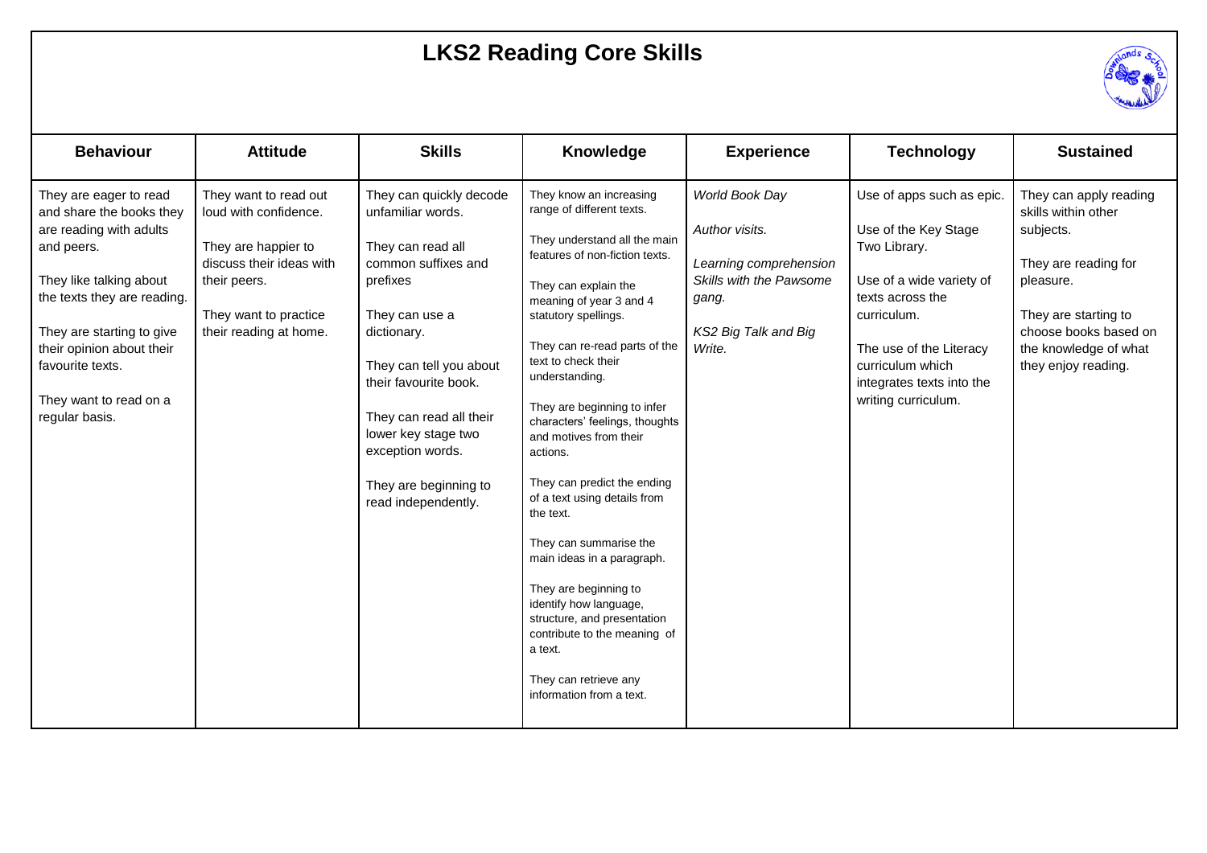# LKS2 Reading Core Skills

| Behaviour | Attitude | Skills | Knowledge | Experience | Technology | Sustained |
|---|---|---|---|---|---|---|
| They are eager to read and share the books they are reading with adults and peers.<br><br>They like talking about the texts they are reading.<br><br>They are starting to give their opinion about their favourite texts.<br><br>They want to read on a regular basis. | They want to read out loud with confidence.<br><br>They are happier to discuss their ideas with their peers.<br><br>They want to practice their reading at home. | They can quickly decode unfamiliar words.<br><br>They can read all common suffixes and prefixes<br><br>They can use a dictionary.<br><br>They can tell you about their favourite book.<br><br>They can read all their lower key stage two exception words.<br><br>They are beginning to read independently. | They know an increasing range of different texts.<br><br>They understand all the main features of non-fiction texts.<br><br>They can explain the meaning of year 3 and 4 statutory spellings.<br><br>They can re-read parts of the text to check their understanding.<br><br>They are beginning to infer characters' feelings, thoughts and motives from their actions.<br><br>They can predict the ending of a text using details from the text.<br><br>They can summarise the main ideas in a paragraph.<br><br>They are beginning to identify how language, structure, and presentation contribute to the meaning of a text.<br><br>They can retrieve any information from a text. | *World Book Day*<br><br>*Author visits.*<br><br>*Learning comprehension Skills with the Pawsome gang.*<br><br>*KS2 Big Talk and Big Write.* | Use of apps such as epic.<br><br>Use of the Key Stage Two Library.<br><br>Use of a wide variety of texts across the curriculum.<br><br>The use of the Literacy curriculum which integrates texts into the writing curriculum. | They can apply reading skills within other subjects.<br><br>They are reading for pleasure.<br><br>They are starting to choose books based on the knowledge of what they enjoy reading. |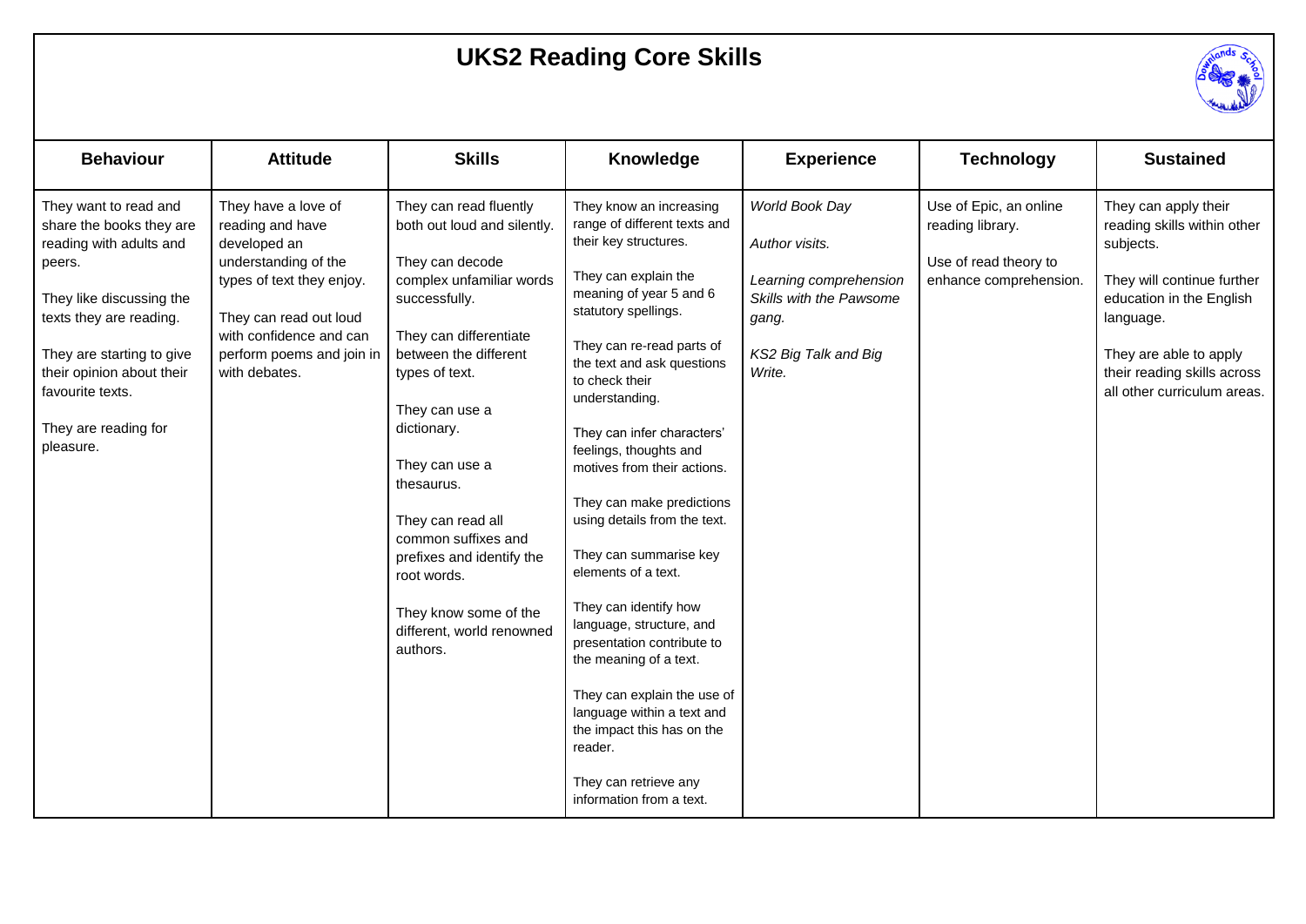# UKS2 Reading Core Skills

| Behaviour | Attitude | Skills | Knowledge | Experience | Technology | Sustained |
|---|---|---|---|---|---|---|
| They want to read and share the books they are reading with adults and peers.<br><br>They like discussing the texts they are reading.<br><br>They are starting to give their opinion about their favourite texts.<br><br>They are reading for pleasure. | They have a love of reading and have developed an understanding of the types of text they enjoy.<br><br>They can read out loud with confidence and can perform poems and join in with debates. | They can read fluently both out loud and silently.<br><br>They can decode complex unfamiliar words successfully.<br><br>They can differentiate between the different types of text.<br><br>They can use a dictionary.<br><br>They can use a thesaurus.<br><br>They can read all common suffixes and prefixes and identify the root words.<br><br>They know some of the different, world renowned authors. | They know an increasing range of different texts and their key structures.<br><br>They can explain the meaning of year 5 and 6 statutory spellings.<br><br>They can re-read parts of the text and ask questions to check their understanding.<br><br>They can infer characters' feelings, thoughts and motives from their actions.<br><br>They can make predictions using details from the text.<br><br>They can summarise key elements of a text.<br><br>They can identify how language, structure, and presentation contribute to the meaning of a text.<br><br>They can explain the use of language within a text and the impact this has on the reader.<br><br>They can retrieve any information from a text. | *World Book Day*<br><br>*Author visits.*<br><br>*Learning comprehension Skills with the Pawsome gang.*<br><br>*KS2 Big Talk and Big Write.* | Use of Epic, an online reading library.<br><br>Use of read theory to enhance comprehension. | They can apply their reading skills within other subjects.<br><br>They will continue further education in the English language.<br><br>They are able to apply their reading skills across all other curriculum areas. |